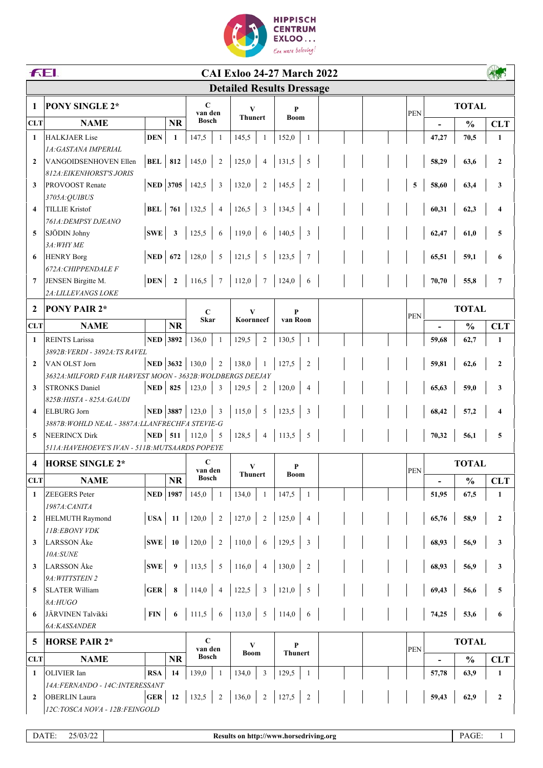HIPPISCH CENTRUM EXLOO ...
Een ware beleving!

# CAI Exloo 24-27 March 2022

## Detailed Results Dressage

### 1 PONY SINGLE 2*

| CLT | NAME | | NR | C van den Bosch | | V Thunert | | P Boom | | PEN | - | % | CLT |
|---|---|---|---|---|---|---|---|---|---|---|---|---|---|
| 1 | HALKJAER Lise<br>*1A:GASTANA IMPERIAL* | DEN | 1 | 147,5 | 1 | 145,5 | 1 | 152,0 | 1 | | 47,27 | 70,5 | 1 |
| 2 | VANGOIDSENHOVEN Ellen<br>*812A:EIKENHORST'S JORIS* | BEL | 812 | 145,0 | 2 | 125,0 | 4 | 131,5 | 5 | | 58,29 | 63,6 | 2 |
| 3 | PROVOOST Renate<br>*3705A:QUIBUS* | NED | 3705 | 142,5 | 3 | 132,0 | 2 | 145,5 | 2 | 5 | 58,60 | 63,4 | 3 |
| 4 | TILLIE Kristof<br>*761A:DEMPSY DJEANO* | BEL | 761 | 132,5 | 4 | 126,5 | 3 | 134,5 | 4 | | 60,31 | 62,3 | 4 |
| 5 | SJÖDIN Johny<br>*3A:WHY ME* | SWE | 3 | 125,5 | 6 | 119,0 | 6 | 140,5 | 3 | | 62,47 | 61,0 | 5 |
| 6 | HENRY Borg<br>*672A:CHIPPENDALE F* | NED | 672 | 128,0 | 5 | 121,5 | 5 | 123,5 | 7 | | 65,51 | 59,1 | 6 |
| 7 | JENSEN Birgitte M.<br>*2A:LILLEVANGS LOKE* | DEN | 2 | 116,5 | 7 | 112,0 | 7 | 124,0 | 6 | | 70,70 | 55,8 | 7 |

### 2 PONY PAIR 2*

| CLT | NAME | | NR | C Skar | | V Koornneef | | P van Roon | | PEN | - | % | CLT |
|---|---|---|---|---|---|---|---|---|---|---|---|---|---|
| 1 | REINTS Larissa<br>*3892B:VERDI - 3892A:TS RAVEL* | NED | 3892 | 136,0 | 1 | 129,5 | 2 | 130,5 | 1 | | 59,68 | 62,7 | 1 |
| 2 | VAN OLST Jorn<br>*3632A:MILFORD FAIR HARVEST MOON - 3632B:WOLDBERGS DEEJAY* | NED | 3632 | 130,0 | 2 | 138,0 | 1 | 127,5 | 2 | | 59,81 | 62,6 | 2 |
| 3 | STRONKS Daniel<br>*825B:HISTA - 825A:GAUDI* | NED | 825 | 123,0 | 3 | 129,5 | 2 | 120,0 | 4 | | 65,63 | 59,0 | 3 |
| 4 | ELBURG Jorn<br>*3887B:WOHLD NEAL - 3887A:LLANFRECHFA STEVIE-G* | NED | 3887 | 123,0 | 3 | 115,0 | 5 | 123,5 | 3 | | 68,42 | 57,2 | 4 |
| 5 | NEERINCX Dirk<br>*511A:HAVEHOEVE'S IVAN - 511B:MUTSAARDS POPEYE* | NED | 511 | 112,0 | 5 | 128,5 | 4 | 113,5 | 5 | | 70,32 | 56,1 | 5 |

### 4 HORSE SINGLE 2*

| CLT | NAME | | NR | C van den Bosch | | V Thunert | | P Boom | | PEN | - | % | CLT |
|---|---|---|---|---|---|---|---|---|---|---|---|---|---|
| 1 | ZEEGERS Peter<br>*1987A:CANITA* | NED | 1987 | 145,0 | 1 | 134,0 | 1 | 147,5 | 1 | | 51,95 | 67,5 | 1 |
| 2 | HELMUTH Raymond<br>*11B:EBONY VDK* | USA | 11 | 120,0 | 2 | 127,0 | 2 | 125,0 | 4 | | 65,76 | 58,9 | 2 |
| 3 | LARSSON Åke<br>*10A:SUNE* | SWE | 10 | 120,0 | 2 | 110,0 | 6 | 129,5 | 3 | | 68,93 | 56,9 | 3 |
| 3 | LARSSON Åke<br>*9A:WITTSTEIN 2* | SWE | 9 | 113,5 | 5 | 116,0 | 4 | 130,0 | 2 | | 68,93 | 56,9 | 3 |
| 5 | SLATER William<br>*8A:HUGO* | GER | 8 | 114,0 | 4 | 122,5 | 3 | 121,0 | 5 | | 69,43 | 56,6 | 5 |
| 6 | JÄRVINEN Talvikki<br>*6A:KASSANDER* | FIN | 6 | 111,5 | 6 | 113,0 | 5 | 114,0 | 6 | | 74,25 | 53,6 | 6 |

### 5 HORSE PAIR 2*

| CLT | NAME | | NR | C van den Bosch | | V Boom | | P Thunert | | PEN | - | % | CLT |
|---|---|---|---|---|---|---|---|---|---|---|---|---|---|
| 1 | OLIVIER Ian<br>*14A:FERNANDO - 14C:INTERESSANT* | RSA | 14 | 139,0 | 1 | 134,0 | 3 | 129,5 | 1 | | 57,78 | 63,9 | 1 |
| 2 | OBERLIN Laura<br>*12C:TOSCA NOVA - 12B:FEINGOLD* | GER | 12 | 132,5 | 2 | 136,0 | 2 | 127,5 | 2 | | 59,43 | 62,9 | 2 |

DATE: 25/03/22 | Results on http://www.horsedriving.org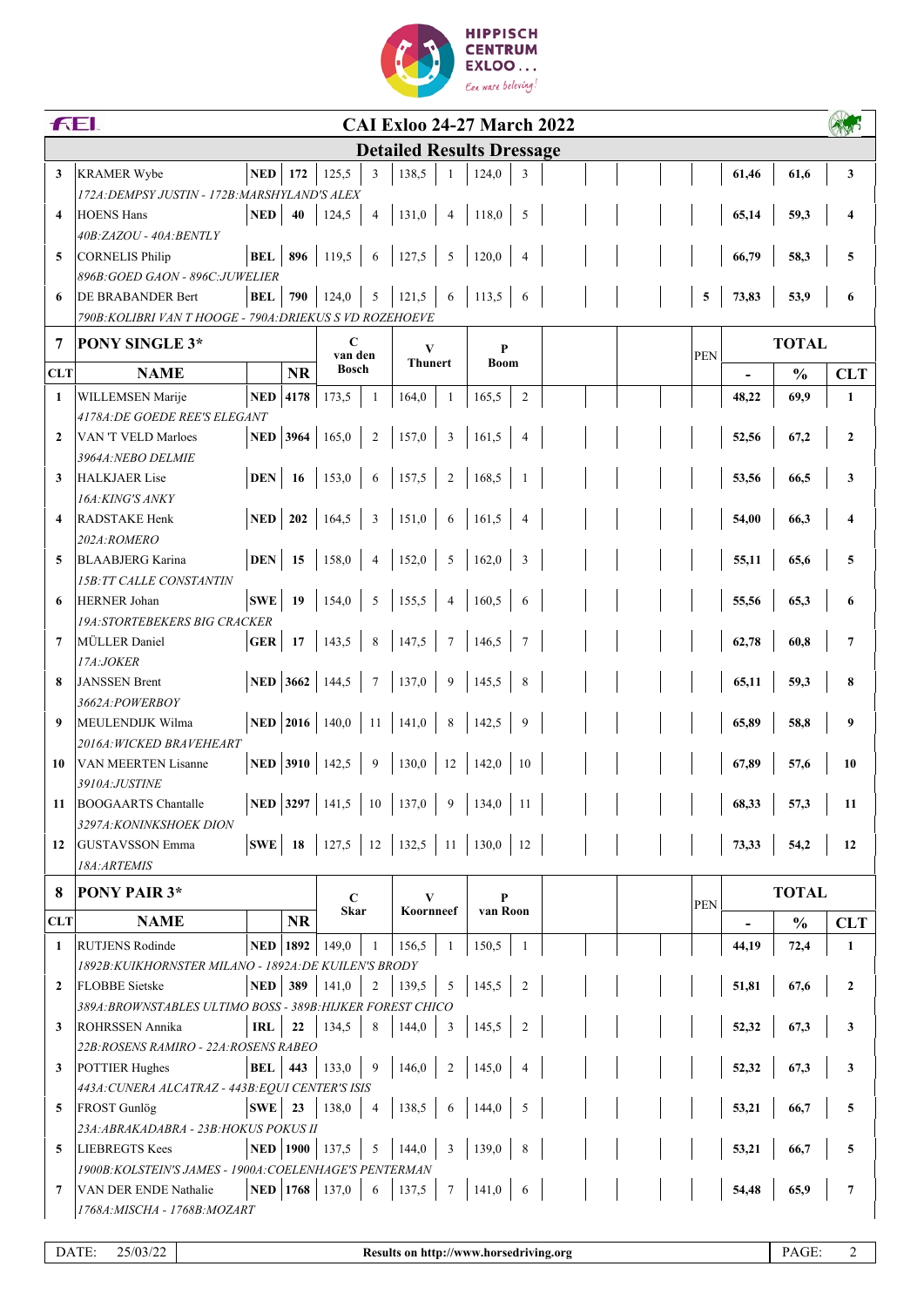# CAI Exloo 24-27 March 2022

## Detailed Results Dressage

| CLT | NAME | | NR | | | | | | | PEN | - | % | CLT |
|---|---|---|---|---|---|---|---|---|---|---|---|---|---|
| 3 | KRAMER Wybe | NED | 172 | 125,5 | 3 | 138,5 | 1 | 124,0 | 3 | | 61,46 | 61,6 | 3 |
| | *172A:DEMPSY JUSTIN - 172B:MARSHYLAND'S ALEX* | | | | | | | | | | | | |
| 4 | HOENS Hans | NED | 40 | 124,5 | 4 | 131,0 | 4 | 118,0 | 5 | | 65,14 | 59,3 | 4 |
| | *40B:ZAZOU - 40A:BENTLY* | | | | | | | | | | | | |
| 5 | CORNELIS Philip | BEL | 896 | 119,5 | 6 | 127,5 | 5 | 120,0 | 4 | | 66,79 | 58,3 | 5 |
| | *896B:GOED GAON - 896C:JUWELIER* | | | | | | | | | | | | |
| 6 | DE BRABANDER Bert | BEL | 790 | 124,0 | 5 | 121,5 | 6 | 113,5 | 6 | 5 | 73,83 | 53,9 | 6 |
| | *790B:KOLIBRI VAN T HOOGE - 790A:DRIEKUS S VD ROZEHOEVE* | | | | | | | | | | | | |

## 7 PONY SINGLE 3*

| CLT | NAME | | NR | C van den Bosch | | V Thunert | | P Boom | | PEN | TOTAL - | TOTAL % | CLT |
|---|---|---|---|---|---|---|---|---|---|---|---|---|---|
| 1 | WILLEMSEN Marije | NED | 4178 | 173,5 | 1 | 164,0 | 1 | 165,5 | 2 | | 48,22 | 69,9 | 1 |
| | *4178A:DE GOEDE REE'S ELEGANT* | | | | | | | | | | | | |
| 2 | VAN 'T VELD Marloes | NED | 3964 | 165,0 | 2 | 157,0 | 3 | 161,5 | 4 | | 52,56 | 67,2 | 2 |
| | *3964A:NEBO DELMIE* | | | | | | | | | | | | |
| 3 | HALKJAER Lise | DEN | 16 | 153,0 | 6 | 157,5 | 2 | 168,5 | 1 | | 53,56 | 66,5 | 3 |
| | *16A:KING'S ANKY* | | | | | | | | | | | | |
| 4 | RADSTAKE Henk | NED | 202 | 164,5 | 3 | 151,0 | 6 | 161,5 | 4 | | 54,00 | 66,3 | 4 |
| | *202A:ROMERO* | | | | | | | | | | | | |
| 5 | BLAABJERG Karina | DEN | 15 | 158,0 | 4 | 152,0 | 5 | 162,0 | 3 | | 55,11 | 65,6 | 5 |
| | *15B:TT CALLE CONSTANTIN* | | | | | | | | | | | | |
| 6 | HERNER Johan | SWE | 19 | 154,0 | 5 | 155,5 | 4 | 160,5 | 6 | | 55,56 | 65,3 | 6 |
| | *19A:STORTEBEKERS BIG CRACKER* | | | | | | | | | | | | |
| 7 | MÜLLER Daniel | GER | 17 | 143,5 | 8 | 147,5 | 7 | 146,5 | 7 | | 62,78 | 60,8 | 7 |
| | *17A:JOKER* | | | | | | | | | | | | |
| 8 | JANSSEN Brent | NED | 3662 | 144,5 | 7 | 137,0 | 9 | 145,5 | 8 | | 65,11 | 59,3 | 8 |
| | *3662A:POWERBOY* | | | | | | | | | | | | |
| 9 | MEULENDIJK Wilma | NED | 2016 | 140,0 | 11 | 141,0 | 8 | 142,5 | 9 | | 65,89 | 58,8 | 9 |
| | *2016A:WICKED BRAVEHEART* | | | | | | | | | | | | |
| 10 | VAN MEERTEN Lisanne | NED | 3910 | 142,5 | 9 | 130,0 | 12 | 142,0 | 10 | | 67,89 | 57,6 | 10 |
| | *3910A:JUSTINE* | | | | | | | | | | | | |
| 11 | BOOGAARTS Chantalle | NED | 3297 | 141,5 | 10 | 137,0 | 9 | 134,0 | 11 | | 68,33 | 57,3 | 11 |
| | *3297A:KONINKSHOEK DION* | | | | | | | | | | | | |
| 12 | GUSTAVSSON Emma | SWE | 18 | 127,5 | 12 | 132,5 | 11 | 130,0 | 12 | | 73,33 | 54,2 | 12 |
| | *18A:ARTEMIS* | | | | | | | | | | | | |

## 8 PONY PAIR 3*

| CLT | NAME | | NR | C Skar | | V Koornneef | | P van Roon | | PEN | TOTAL - | TOTAL % | CLT |
|---|---|---|---|---|---|---|---|---|---|---|---|---|---|
| 1 | RUTJENS Rodinde | NED | 1892 | 149,0 | 1 | 156,5 | 1 | 150,5 | 1 | | 44,19 | 72,4 | 1 |
| | *1892B:KUIKHORNSTER MILANO - 1892A:DE KUILEN'S BRODY* | | | | | | | | | | | | |
| 2 | FLOBBE Sietske | NED | 389 | 141,0 | 2 | 139,5 | 5 | 145,5 | 2 | | 51,81 | 67,6 | 2 |
| | *389A:BROWNSTABLES ULTIMO BOSS - 389B:HIJKER FOREST CHICO* | | | | | | | | | | | | |
| 3 | ROHRSSEN Annika | IRL | 22 | 134,5 | 8 | 144,0 | 3 | 145,5 | 2 | | 52,32 | 67,3 | 3 |
| | *22B:ROSENS RAMIRO - 22A:ROSENS RABEO* | | | | | | | | | | | | |
| 3 | POTTIER Hughes | BEL | 443 | 133,0 | 9 | 146,0 | 2 | 145,0 | 4 | | 52,32 | 67,3 | 3 |
| | *443A:CUNERA ALCATRAZ - 443B:EQUI CENTER'S ISIS* | | | | | | | | | | | | |
| 5 | FROST Gunlög | SWE | 23 | 138,0 | 4 | 138,5 | 6 | 144,0 | 5 | | 53,21 | 66,7 | 5 |
| | *23A:ABRAKADABRA - 23B:HOKUS POKUS II* | | | | | | | | | | | | |
| 5 | LIEBREGTS Kees | NED | 1900 | 137,5 | 5 | 144,0 | 3 | 139,0 | 8 | | 53,21 | 66,7 | 5 |
| | *1900B:KOLSTEIN'S JAMES - 1900A:COELENHAGE'S PENTERMAN* | | | | | | | | | | | | |
| 7 | VAN DER ENDE Nathalie | NED | 1768 | 137,0 | 6 | 137,5 | 7 | 141,0 | 6 | | 54,48 | 65,9 | 7 |
| | *1768A:MISCHA - 1768B:MOZART* | | | | | | | | | | | | |

DATE: 25/03/22 — Results on http://www.horsedriving.org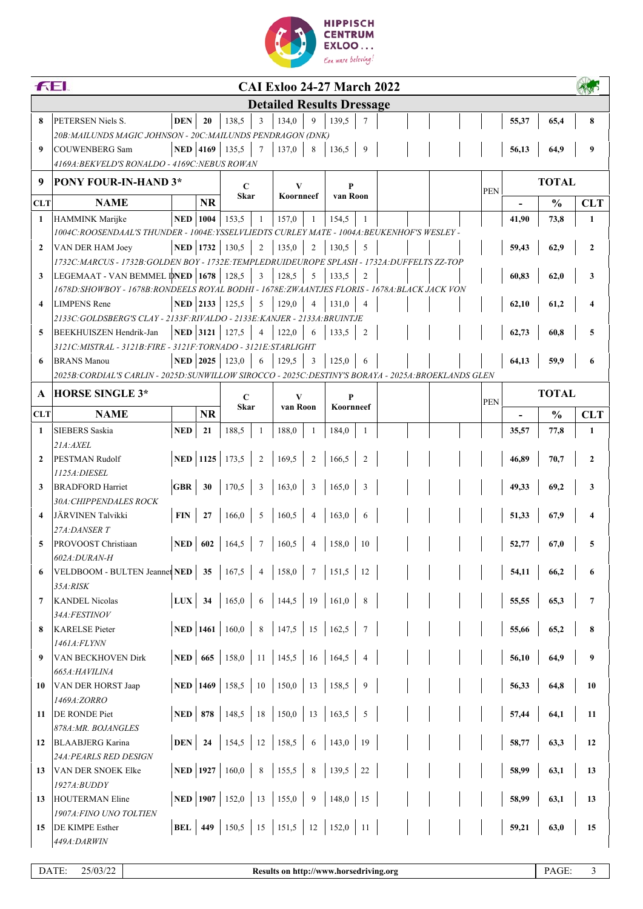# CAI Exloo 24-27 March 2022

## Detailed Results Dressage

| CLT | NAME | | NR | C | | V | | P | | PEN | - | % | CLT |
|---|---|---|---|---|---|---|---|---|---|---|---|---|---|
| 8 | PETERSEN Niels S. | DEN | 20 | 138,5 | 3 | 134,0 | 9 | 139,5 | 7 | | 55,37 | 65,4 | 8 |
| | *20B:MAILUNDS MAGIC JOHNSON - 20C:MAILUNDS PENDRAGON (DNK)* | | | | | | | | | | | | |
| 9 | COUWENBERG Sam | NED | 4169 | 135,5 | 7 | 137,0 | 8 | 136,5 | 9 | | 56,13 | 64,9 | 9 |
| | *4169A:BEKVELD'S RONALDO - 4169C:NEBUS ROWAN* | | | | | | | | | | | | |

### 9 PONY FOUR-IN-HAND 3*

| CLT | NAME | | NR | C Skar | | V Koornneef | | P van Roon | | PEN | TOTAL - | TOTAL % | CLT |
|---|---|---|---|---|---|---|---|---|---|---|---|---|---|
| 1 | HAMMINK Marijke | NED | 1004 | 153,5 | 1 | 157,0 | 1 | 154,5 | 1 | | 41,90 | 73,8 | 1 |
| | *1004C:ROOSENDAAL'S THUNDER - 1004E:YSSELVLIEDTS CURLEY MATE - 1004A:BEUKENHOF'S WESLEY -* | | | | | | | | | | | | |
| 2 | VAN DER HAM Joey | NED | 1732 | 130,5 | 2 | 135,0 | 2 | 130,5 | 5 | | 59,43 | 62,9 | 2 |
| | *1732C:MARCUS - 1732B:GOLDEN BOY - 1732E:TEMPLEDRUIDEUROPE SPLASH - 1732A:DUFFELTS ZZ-TOP* | | | | | | | | | | | | |
| 3 | LEGEMAAT - VAN BEMMEL D | NED | 1678 | 128,5 | 3 | 128,5 | 5 | 133,5 | 2 | | 60,83 | 62,0 | 3 |
| | *1678D:SHOWBOY - 1678B:RONDEELS ROYAL BODHI - 1678E:ZWAANTJES FLORIS - 1678A:BLACK JACK VON* | | | | | | | | | | | | |
| 4 | LIMPENS Rene | NED | 2133 | 125,5 | 5 | 129,0 | 4 | 131,0 | 4 | | 62,10 | 61,2 | 4 |
| | *2133C:GOLDSBERG'S CLAY - 2133F:RIVALDO - 2133E:KANJER - 2133A:BRUINTJE* | | | | | | | | | | | | |
| 5 | BEEKHUISZEN Hendrik-Jan | NED | 3121 | 127,5 | 4 | 122,0 | 6 | 133,5 | 2 | | 62,73 | 60,8 | 5 |
| | *3121C:MISTRAL - 3121B:FIRE - 3121F:TORNADO - 3121E:STARLIGHT* | | | | | | | | | | | | |
| 6 | BRANS Manou | NED | 2025 | 123,0 | 6 | 129,5 | 3 | 125,0 | 6 | | 64,13 | 59,9 | 6 |
| | *2025B:CORDIAL'S CARLIN - 2025D:SUNWILLOW SIROCCO - 2025C:DESTINY'S BORAYA - 2025A:BROEKLANDS GLEN* | | | | | | | | | | | | |

### A HORSE SINGLE 3*

| CLT | NAME | | NR | C Skar | | V van Roon | | P Koornneef | | PEN | TOTAL - | TOTAL % | CLT |
|---|---|---|---|---|---|---|---|---|---|---|---|---|---|
| 1 | SIEBERS Saskia | NED | 21 | 188,5 | 1 | 188,0 | 1 | 184,0 | 1 | | 35,57 | 77,8 | 1 |
| | *21A:AXEL* | | | | | | | | | | | | |
| 2 | PESTMAN Rudolf | NED | 1125 | 173,5 | 2 | 169,5 | 2 | 166,5 | 2 | | 46,89 | 70,7 | 2 |
| | *1125A:DIESEL* | | | | | | | | | | | | |
| 3 | BRADFORD Harriet | GBR | 30 | 170,5 | 3 | 163,0 | 3 | 165,0 | 3 | | 49,33 | 69,2 | 3 |
| | *30A:CHIPPENDALES ROCK* | | | | | | | | | | | | |
| 4 | JÄRVINEN Talvikki | FIN | 27 | 166,0 | 5 | 160,5 | 4 | 163,0 | 6 | | 51,33 | 67,9 | 4 |
| | *27A:DANSER T* | | | | | | | | | | | | |
| 5 | PROVOOST Christiaan | NED | 602 | 164,5 | 7 | 160,5 | 4 | 158,0 | 10 | | 52,77 | 67,0 | 5 |
| | *602A:DURAN-H* | | | | | | | | | | | | |
| 6 | VELDBOOM - BULTEN Jeannet | NED | 35 | 167,5 | 4 | 158,0 | 7 | 151,5 | 12 | | 54,11 | 66,2 | 6 |
| | *35A:RISK* | | | | | | | | | | | | |
| 7 | KANDEL Nicolas | LUX | 34 | 165,0 | 6 | 144,5 | 19 | 161,0 | 8 | | 55,55 | 65,3 | 7 |
| | *34A:FESTINOV* | | | | | | | | | | | | |
| 8 | KARELSE Pieter | NED | 1461 | 160,0 | 8 | 147,5 | 15 | 162,5 | 7 | | 55,66 | 65,2 | 8 |
| | *1461A:FLYNN* | | | | | | | | | | | | |
| 9 | VAN BECKHOVEN Dirk | NED | 665 | 158,0 | 11 | 145,5 | 16 | 164,5 | 4 | | 56,10 | 64,9 | 9 |
| | *665A:HAVILINA* | | | | | | | | | | | | |
| 10 | VAN DER HORST Jaap | NED | 1469 | 158,5 | 10 | 150,0 | 13 | 158,5 | 9 | | 56,33 | 64,8 | 10 |
| | *1469A:ZORRO* | | | | | | | | | | | | |
| 11 | DE RONDE Piet | NED | 878 | 148,5 | 18 | 150,0 | 13 | 163,5 | 5 | | 57,44 | 64,1 | 11 |
| | *878A:MR. BOJANGLES* | | | | | | | | | | | | |
| 12 | BLAABJERG Karina | DEN | 24 | 154,5 | 12 | 158,5 | 6 | 143,0 | 19 | | 58,77 | 63,3 | 12 |
| | *24A:PEARLS RED DESIGN* | | | | | | | | | | | | |
| 13 | VAN DER SNOEK Elke | NED | 1927 | 160,0 | 8 | 155,5 | 8 | 139,5 | 22 | | 58,99 | 63,1 | 13 |
| | *1927A:BUDDY* | | | | | | | | | | | | |
| 13 | HOUTERMAN Eline | NED | 1907 | 152,0 | 13 | 155,0 | 9 | 148,0 | 15 | | 58,99 | 63,1 | 13 |
| | *1907A:FINO UNO TOLTIEN* | | | | | | | | | | | | |
| 15 | DE KIMPE Esther | BEL | 449 | 150,5 | 15 | 151,5 | 12 | 152,0 | 11 | | 59,21 | 63,0 | 15 |
| | *449A:DARWIN* | | | | | | | | | | | | |

DATE: 25/03/22 — Results on http://www.horsedriving.org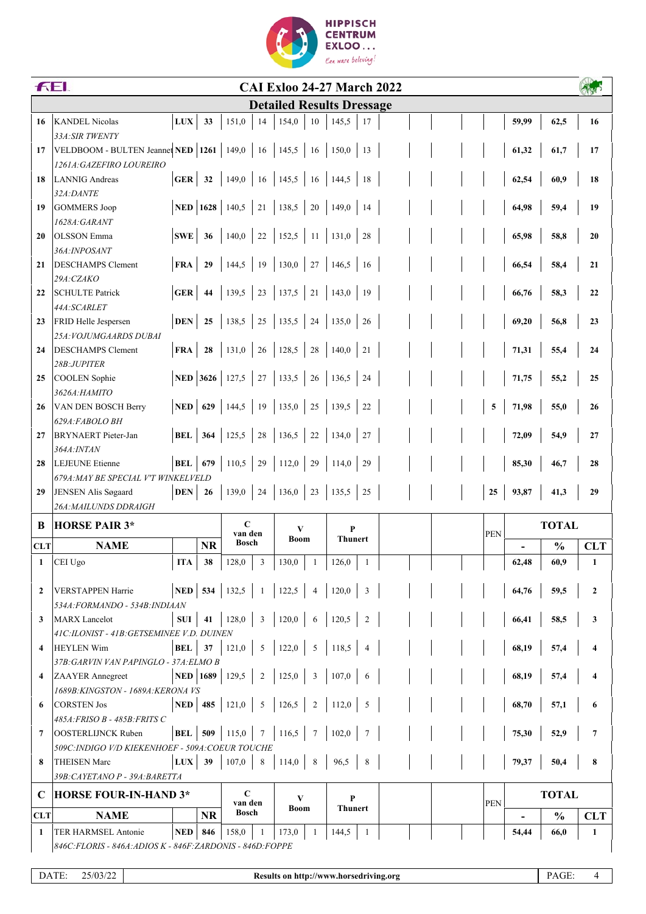# CAI Exloo 24-27 March 2022

## Detailed Results Dressage

| CLT | NAME | | NR | C | | V | | P | | | | | | PEN | TOTAL | | CLT |
|---|---|---|---|---|---|---|---|---|---|---|---|---|---|---|---|---|---|
| 16 | KANDEL Nicolas<br>*33A:SIR TWENTY* | LUX | 33 | 151,0 | 14 | 154,0 | 10 | 145,5 | 17 | | | | | | 59,99 | 62,5 | 16 |
| 17 | VELDBOOM - BULTEN Jeannet<br>*1261A:GAZEFIRO LOUREIRO* | NED | 1261 | 149,0 | 16 | 145,5 | 16 | 150,0 | 13 | | | | | | 61,32 | 61,7 | 17 |
| 18 | LANNIG Andreas<br>*32A:DANTE* | GER | 32 | 149,0 | 16 | 145,5 | 16 | 144,5 | 18 | | | | | | 62,54 | 60,9 | 18 |
| 19 | GOMMERS Joop<br>*1628A:GARANT* | NED | 1628 | 140,5 | 21 | 138,5 | 20 | 149,0 | 14 | | | | | | 64,98 | 59,4 | 19 |
| 20 | OLSSON Emma<br>*36A:INPOSANT* | SWE | 36 | 140,0 | 22 | 152,5 | 11 | 131,0 | 28 | | | | | | 65,98 | 58,8 | 20 |
| 21 | DESCHAMPS Clement<br>*29A:CZAKO* | FRA | 29 | 144,5 | 19 | 130,0 | 27 | 146,5 | 16 | | | | | | 66,54 | 58,4 | 21 |
| 22 | SCHULTE Patrick<br>*44A:SCARLET* | GER | 44 | 139,5 | 23 | 137,5 | 21 | 143,0 | 19 | | | | | | 66,76 | 58,3 | 22 |
| 23 | FRID Helle Jespersen<br>*25A:VOJUMGAARDS DUBAI* | DEN | 25 | 138,5 | 25 | 135,5 | 24 | 135,0 | 26 | | | | | | 69,20 | 56,8 | 23 |
| 24 | DESCHAMPS Clement<br>*28B:JUPITER* | FRA | 28 | 131,0 | 26 | 128,5 | 28 | 140,0 | 21 | | | | | | 71,31 | 55,4 | 24 |
| 25 | COOLEN Sophie<br>*3626A:HAMITO* | NED | 3626 | 127,5 | 27 | 133,5 | 26 | 136,5 | 24 | | | | | | 71,75 | 55,2 | 25 |
| 26 | VAN DEN BOSCH Berry<br>*629A:FABOLO BH* | NED | 629 | 144,5 | 19 | 135,0 | 25 | 139,5 | 22 | | | | | 5 | 71,98 | 55,0 | 26 |
| 27 | BRYNAERT Pieter-Jan<br>*364A:INTAN* | BEL | 364 | 125,5 | 28 | 136,5 | 22 | 134,0 | 27 | | | | | | 72,09 | 54,9 | 27 |
| 28 | LEJEUNE Etienne<br>*679A:MAY BE SPECIAL V'T WINKELVELD* | BEL | 679 | 110,5 | 29 | 112,0 | 29 | 114,0 | 29 | | | | | | 85,30 | 46,7 | 28 |
| 29 | JENSEN Alis Søgaard<br>*26A:MAILUNDS DDRAIGH* | DEN | 26 | 139,0 | 24 | 136,0 | 23 | 135,5 | 25 | | | | | 25 | 93,87 | 41,3 | 29 |

| B | HORSE PAIR 3* | | | C van den Bosch | | V Boom | | P Thunert | | | | | | PEN | TOTAL | | |
|---|---|---|---|---|---|---|---|---|---|---|---|---|---|---|---|---|---|
| CLT | NAME | | NR | | | | | | | | | | | | - | % | CLT |
| 1 | CEI Ugo | ITA | 38 | 128,0 | 3 | 130,0 | 1 | 126,0 | 1 | | | | | | 62,48 | 60,9 | 1 |
| 2 | VERSTAPPEN Harrie<br>*534A:FORMANDO - 534B:INDIAAN* | NED | 534 | 132,5 | 1 | 122,5 | 4 | 120,0 | 3 | | | | | | 64,76 | 59,5 | 2 |
| 3 | MARX Lancelot<br>*41C:ILONIST - 41B:GETSEMINEE V.D. DUINEN* | SUI | 41 | 128,0 | 3 | 120,0 | 6 | 120,5 | 2 | | | | | | 66,41 | 58,5 | 3 |
| 4 | HEYLEN Wim<br>*37B:GARVIN VAN PAPINGLO - 37A:ELMO B* | BEL | 37 | 121,0 | 5 | 122,0 | 5 | 118,5 | 4 | | | | | | 68,19 | 57,4 | 4 |
| 4 | ZAAYER Annegreet<br>*1689B:KINGSTON - 1689A:KERONA VS* | NED | 1689 | 129,5 | 2 | 125,0 | 3 | 107,0 | 6 | | | | | | 68,19 | 57,4 | 4 |
| 6 | CORSTEN Jos<br>*485A:FRISO B - 485B:FRITS C* | NED | 485 | 121,0 | 5 | 126,5 | 2 | 112,0 | 5 | | | | | | 68,70 | 57,1 | 6 |
| 7 | OOSTERLIJNCK Ruben<br>*509C:INDIGO V/D KIEKENHOEF - 509A:COEUR TOUCHE* | BEL | 509 | 115,0 | 7 | 116,5 | 7 | 102,0 | 7 | | | | | | 75,30 | 52,9 | 7 |
| 8 | THEISEN Marc<br>*39B:CAYETANO P - 39A:BARETTA* | LUX | 39 | 107,0 | 8 | 114,0 | 8 | 96,5 | 8 | | | | | | 79,37 | 50,4 | 8 |

| C | HORSE FOUR-IN-HAND 3* | | | C van den Bosch | | V Boom | | P Thunert | | | | | | PEN | TOTAL | | |
|---|---|---|---|---|---|---|---|---|---|---|---|---|---|---|---|---|---|
| CLT | NAME | | NR | | | | | | | | | | | | - | % | CLT |
| 1 | TER HARMSEL Antonie<br>*846C:FLORIS - 846A:ADIOS K - 846F:ZARDONIS - 846D:FOPPE* | NED | 846 | 158,0 | 1 | 173,0 | 1 | 144,5 | 1 | | | | | | 54,44 | 66,0 | 1 |

DATE: 25/03/22 — Results on http://www.horsedriving.org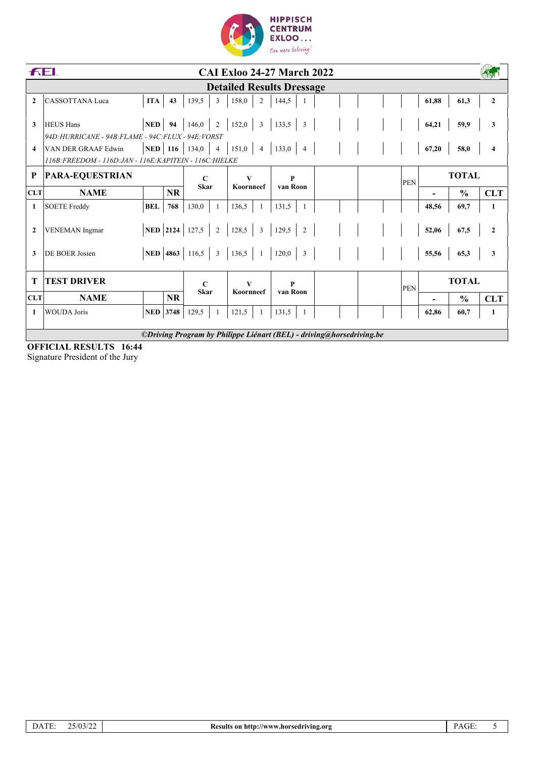## CAI Exloo 24-27 March 2022

### Detailed Results Dressage

| CLT | NAME | | NR | C Skar | | V Koornneef | | P van Roon | | PEN | - | % | CLT |
|---|---|---|---|---|---|---|---|---|---|---|---|---|---|
| 2 | CASSOTTANA Luca | ITA | 43 | 139,5 | 3 | 158,0 | 2 | 144,5 | 1 | | 61,88 | 61,3 | 2 |
| 3 | HEUS Hans | NED | 94 | 146,0 | 2 | 152,0 | 3 | 133,5 | 3 | | 64,21 | 59,9 | 3 |
| | *94D:HURRICANE - 94B:FLAME - 94C:FLUX - 94E:VORST* | | | | | | | | | | | | |
| 4 | VAN DER GRAAF Edwin | NED | 116 | 134,0 | 4 | 151,0 | 4 | 133,0 | 4 | | 67,20 | 58,0 | 4 |
| | *116B:FREEDOM - 116D:JAN - 116E:KAPITEIN - 116C:HIELKE* | | | | | | | | | | | | |

### P PARA-EQUESTRIAN

| CLT | NAME | | NR | C Skar | | V Koornneef | | P van Roon | | PEN | - | % | CLT |
|---|---|---|---|---|---|---|---|---|---|---|---|---|---|
| 1 | SOETE Freddy | BEL | 768 | 130,0 | 1 | 136,5 | 1 | 131,5 | 1 | | 48,56 | 69,7 | 1 |
| 2 | VENEMAN Ingmar | NED | 2124 | 127,5 | 2 | 128,5 | 3 | 129,5 | 2 | | 52,06 | 67,5 | 2 |
| 3 | DE BOER Josien | NED | 4863 | 116,5 | 3 | 136,5 | 1 | 120,0 | 3 | | 55,56 | 65,3 | 3 |

### T TEST DRIVER

| CLT | NAME | | NR | C Skar | | V Koornneef | | P van Roon | | PEN | - | % | CLT |
|---|---|---|---|---|---|---|---|---|---|---|---|---|---|
| 1 | WOUDA Joris | NED | 3748 | 129,5 | 1 | 121,5 | 1 | 131,5 | 1 | | 62,86 | 60,7 | 1 |

*©Driving Program by Philippe Liénart (BEL) - driving@horsedriving.be*

**OFFICIAL RESULTS 16:44**

Signature President of the Jury

DATE: 25/03/22 — Results on http://www.horsedriving.org